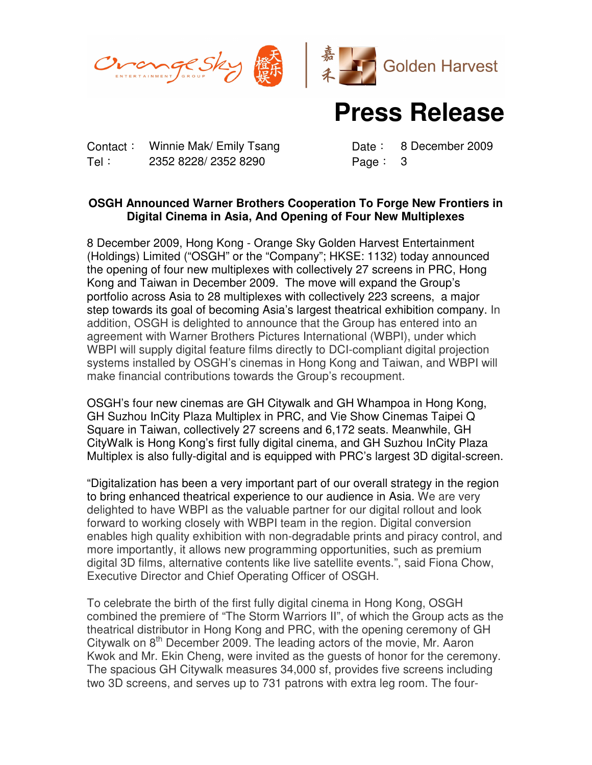# Press Release

Contact： Winnie Mak/ Emily Tsang
Tel： 2352 8228/ 2352 8290

Date： 8 December 2009
Page： 3

**OSGH Announced Warner Brothers Cooperation To Forge New Frontiers in Digital Cinema in Asia, And Opening of Four New Multiplexes**

8 December 2009, Hong Kong - Orange Sky Golden Harvest Entertainment (Holdings) Limited ("OSGH" or the "Company"; HKSE: 1132) today announced the opening of four new multiplexes with collectively 27 screens in PRC, Hong Kong and Taiwan in December 2009. The move will expand the Group's portfolio across Asia to 28 multiplexes with collectively 223 screens, a major step towards its goal of becoming Asia's largest theatrical exhibition company. In addition, OSGH is delighted to announce that the Group has entered into an agreement with Warner Brothers Pictures International (WBPI), under which WBPI will supply digital feature films directly to DCI-compliant digital projection systems installed by OSGH's cinemas in Hong Kong and Taiwan, and WBPI will make financial contributions towards the Group's recoupment.

OSGH's four new cinemas are GH Citywalk and GH Whampoa in Hong Kong, GH Suzhou InCity Plaza Multiplex in PRC, and Vie Show Cinemas Taipei Q Square in Taiwan, collectively 27 screens and 6,172 seats. Meanwhile, GH CityWalk is Hong Kong's first fully digital cinema, and GH Suzhou InCity Plaza Multiplex is also fully-digital and is equipped with PRC's largest 3D digital-screen.

"Digitalization has been a very important part of our overall strategy in the region to bring enhanced theatrical experience to our audience in Asia. We are very delighted to have WBPI as the valuable partner for our digital rollout and look forward to working closely with WBPI team in the region. Digital conversion enables high quality exhibition with non-degradable prints and piracy control, and more importantly, it allows new programming opportunities, such as premium digital 3D films, alternative contents like live satellite events.", said Fiona Chow, Executive Director and Chief Operating Officer of OSGH.

To celebrate the birth of the first fully digital cinema in Hong Kong, OSGH combined the premiere of "The Storm Warriors II", of which the Group acts as the theatrical distributor in Hong Kong and PRC, with the opening ceremony of GH Citywalk on 8th December 2009. The leading actors of the movie, Mr. Aaron Kwok and Mr. Ekin Cheng, were invited as the guests of honor for the ceremony. The spacious GH Citywalk measures 34,000 sf, provides five screens including two 3D screens, and serves up to 731 patrons with extra leg room. The four-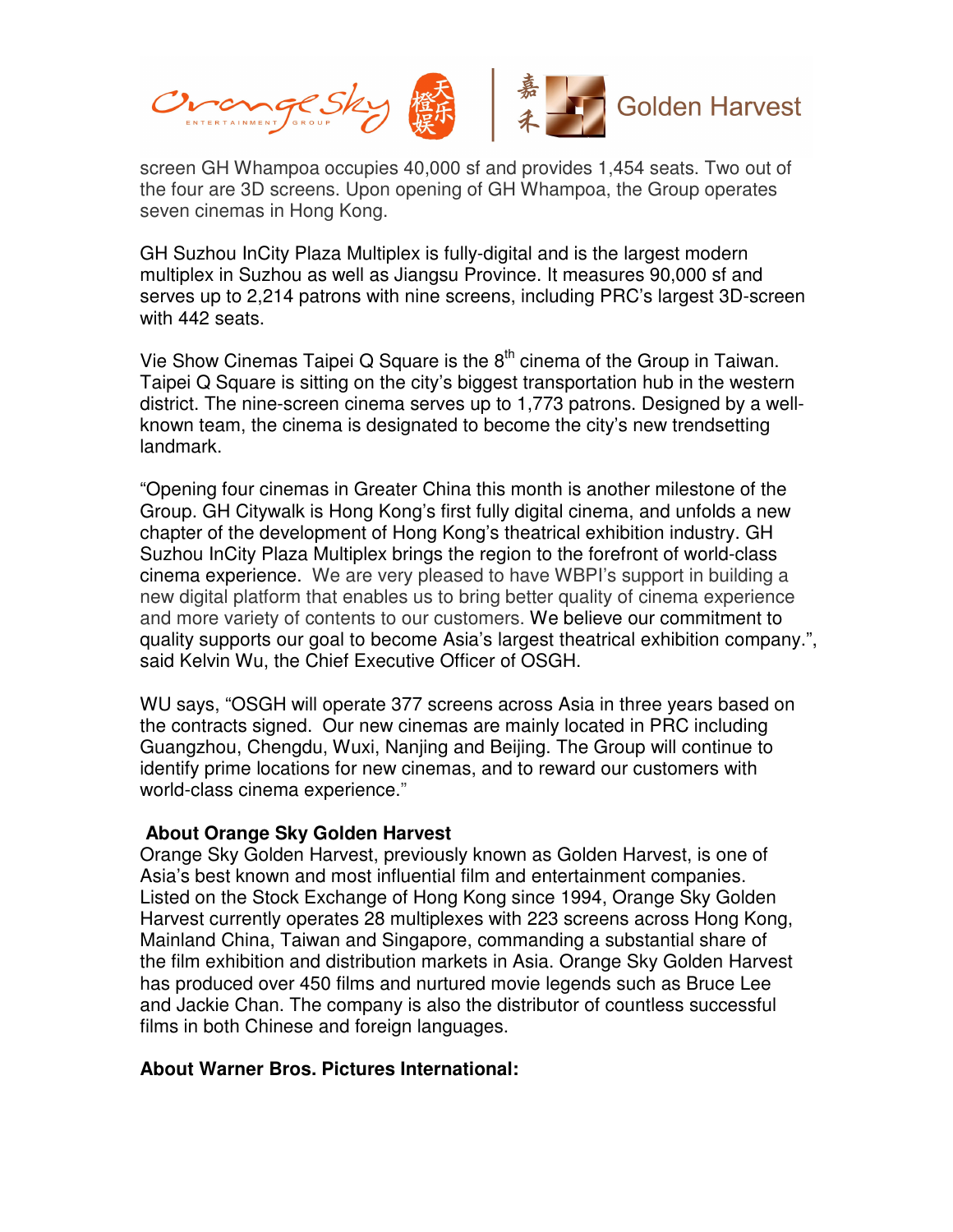screen GH Whampoa occupies 40,000 sf and provides 1,454 seats. Two out of the four are 3D screens. Upon opening of GH Whampoa, the Group operates seven cinemas in Hong Kong.

GH Suzhou InCity Plaza Multiplex is fully-digital and is the largest modern multiplex in Suzhou as well as Jiangsu Province. It measures 90,000 sf and serves up to 2,214 patrons with nine screens, including PRC's largest 3D-screen with 442 seats.

Vie Show Cinemas Taipei Q Square is the 8th cinema of the Group in Taiwan. Taipei Q Square is sitting on the city's biggest transportation hub in the western district. The nine-screen cinema serves up to 1,773 patrons. Designed by a well-known team, the cinema is designated to become the city's new trendsetting landmark.

"Opening four cinemas in Greater China this month is another milestone of the Group. GH Citywalk is Hong Kong's first fully digital cinema, and unfolds a new chapter of the development of Hong Kong's theatrical exhibition industry. GH Suzhou InCity Plaza Multiplex brings the region to the forefront of world-class cinema experience. We are very pleased to have WBPI's support in building a new digital platform that enables us to bring better quality of cinema experience and more variety of contents to our customers. We believe our commitment to quality supports our goal to become Asia's largest theatrical exhibition company.", said Kelvin Wu, the Chief Executive Officer of OSGH.

WU says, "OSGH will operate 377 screens across Asia in three years based on the contracts signed. Our new cinemas are mainly located in PRC including Guangzhou, Chengdu, Wuxi, Nanjing and Beijing. The Group will continue to identify prime locations for new cinemas, and to reward our customers with world-class cinema experience."

**About Orange Sky Golden Harvest**

Orange Sky Golden Harvest, previously known as Golden Harvest, is one of Asia's best known and most influential film and entertainment companies. Listed on the Stock Exchange of Hong Kong since 1994, Orange Sky Golden Harvest currently operates 28 multiplexes with 223 screens across Hong Kong, Mainland China, Taiwan and Singapore, commanding a substantial share of the film exhibition and distribution markets in Asia. Orange Sky Golden Harvest has produced over 450 films and nurtured movie legends such as Bruce Lee and Jackie Chan. The company is also the distributor of countless successful films in both Chinese and foreign languages.

**About Warner Bros. Pictures International:**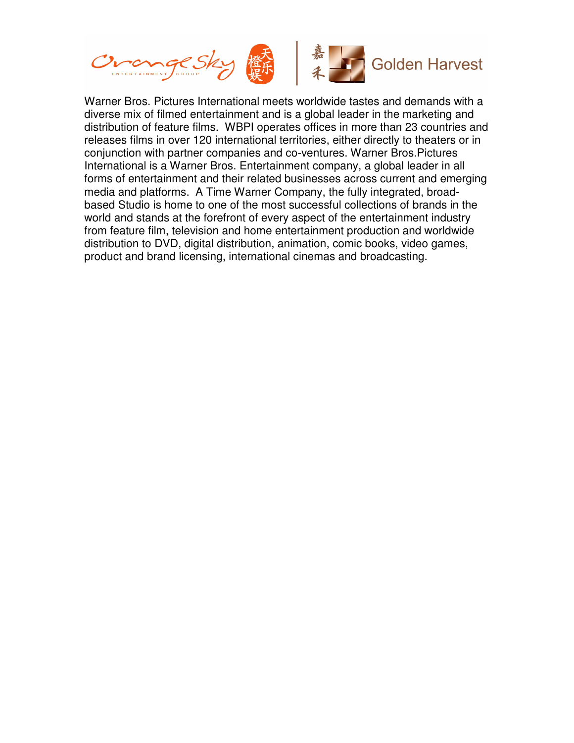Warner Bros. Pictures International meets worldwide tastes and demands with a diverse mix of filmed entertainment and is a global leader in the marketing and distribution of feature films. WBPI operates offices in more than 23 countries and releases films in over 120 international territories, either directly to theaters or in conjunction with partner companies and co-ventures. Warner Bros.Pictures International is a Warner Bros. Entertainment company, a global leader in all forms of entertainment and their related businesses across current and emerging media and platforms. A Time Warner Company, the fully integrated, broad-based Studio is home to one of the most successful collections of brands in the world and stands at the forefront of every aspect of the entertainment industry from feature film, television and home entertainment production and worldwide distribution to DVD, digital distribution, animation, comic books, video games, product and brand licensing, international cinemas and broadcasting.